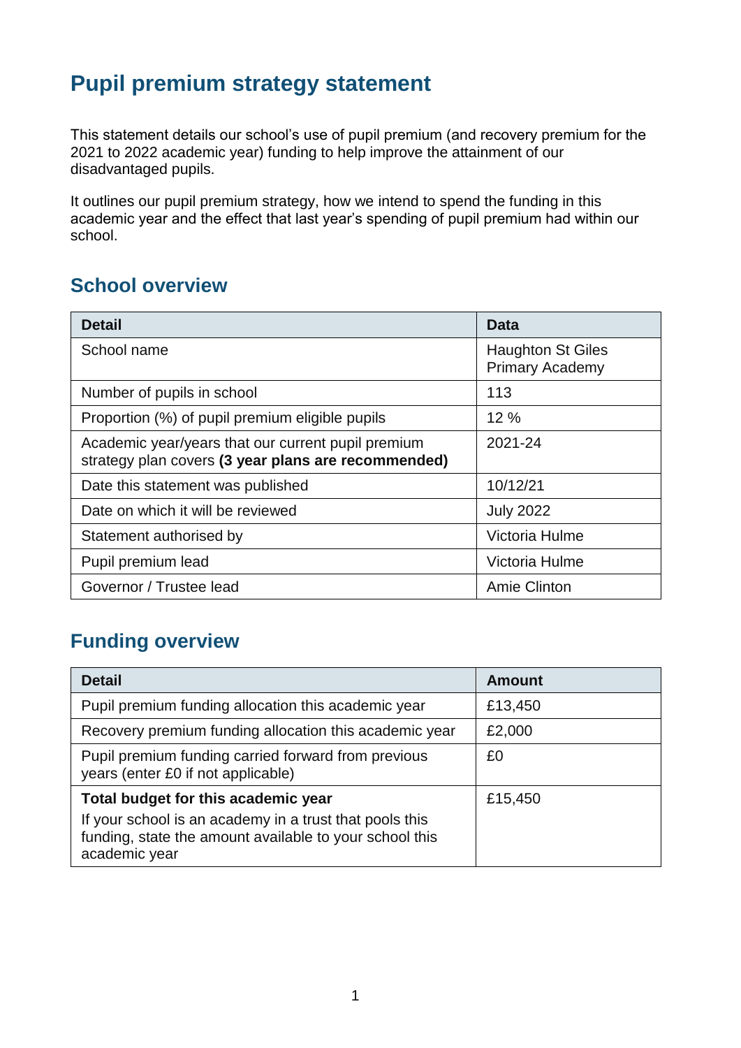# Pupil premium strategy statement

This statement details our school's use of pupil premium (and recovery premium for the 2021 to 2022 academic year) funding to help improve the attainment of our disadvantaged pupils.

It outlines our pupil premium strategy, how we intend to spend the funding in this academic year and the effect that last year's spending of pupil premium had within our school.

## School overview

| Detail | Data |
|---|---|
| School name | Haughton St Giles Primary Academy |
| Number of pupils in school | 113 |
| Proportion (%) of pupil premium eligible pupils | 12 % |
| Academic year/years that our current pupil premium strategy plan covers **(3 year plans are recommended)** | 2021-24 |
| Date this statement was published | 10/12/21 |
| Date on which it will be reviewed | July 2022 |
| Statement authorised by | Victoria Hulme |
| Pupil premium lead | Victoria Hulme |
| Governor / Trustee lead | Amie Clinton |

## Funding overview

| Detail | Amount |
|---|---|
| Pupil premium funding allocation this academic year | £13,450 |
| Recovery premium funding allocation this academic year | £2,000 |
| Pupil premium funding carried forward from previous years (enter £0 if not applicable) | £0 |
| **Total budget for this academic year**<br>If your school is an academy in a trust that pools this funding, state the amount available to your school this academic year | £15,450 |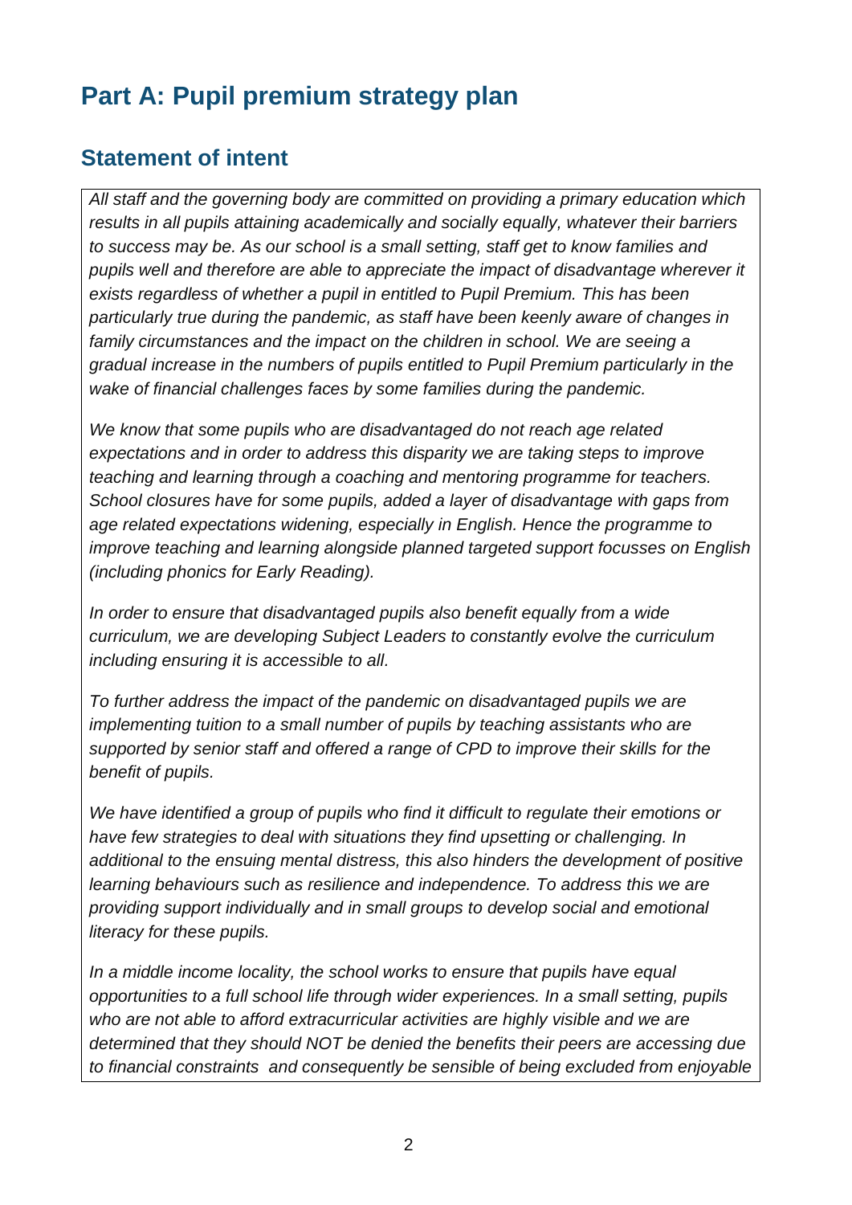# Part A: Pupil premium strategy plan

## Statement of intent

*All staff and the governing body are committed on providing a primary education which results in all pupils attaining academically and socially equally, whatever their barriers to success may be. As our school is a small setting, staff get to know families and pupils well and therefore are able to appreciate the impact of disadvantage wherever it exists regardless of whether a pupil in entitled to Pupil Premium. This has been particularly true during the pandemic, as staff have been keenly aware of changes in family circumstances and the impact on the children in school. We are seeing a gradual increase in the numbers of pupils entitled to Pupil Premium particularly in the wake of financial challenges faces by some families during the pandemic.*

*We know that some pupils who are disadvantaged do not reach age related expectations and in order to address this disparity we are taking steps to improve teaching and learning through a coaching and mentoring programme for teachers. School closures have for some pupils, added a layer of disadvantage with gaps from age related expectations widening, especially in English. Hence the programme to improve teaching and learning alongside planned targeted support focusses on English (including phonics for Early Reading).*

*In order to ensure that disadvantaged pupils also benefit equally from a wide curriculum, we are developing Subject Leaders to constantly evolve the curriculum including ensuring it is accessible to all.*

*To further address the impact of the pandemic on disadvantaged pupils we are implementing tuition to a small number of pupils by teaching assistants who are supported by senior staff and offered a range of CPD to improve their skills for the benefit of pupils.*

*We have identified a group of pupils who find it difficult to regulate their emotions or have few strategies to deal with situations they find upsetting or challenging. In additional to the ensuing mental distress, this also hinders the development of positive learning behaviours such as resilience and independence. To address this we are providing support individually and in small groups to develop social and emotional literacy for these pupils.*

*In a middle income locality, the school works to ensure that pupils have equal opportunities to a full school life through wider experiences. In a small setting, pupils who are not able to afford extracurricular activities are highly visible and we are determined that they should NOT be denied the benefits their peers are accessing due to financial constraints and consequently be sensible of being excluded from enjoyable*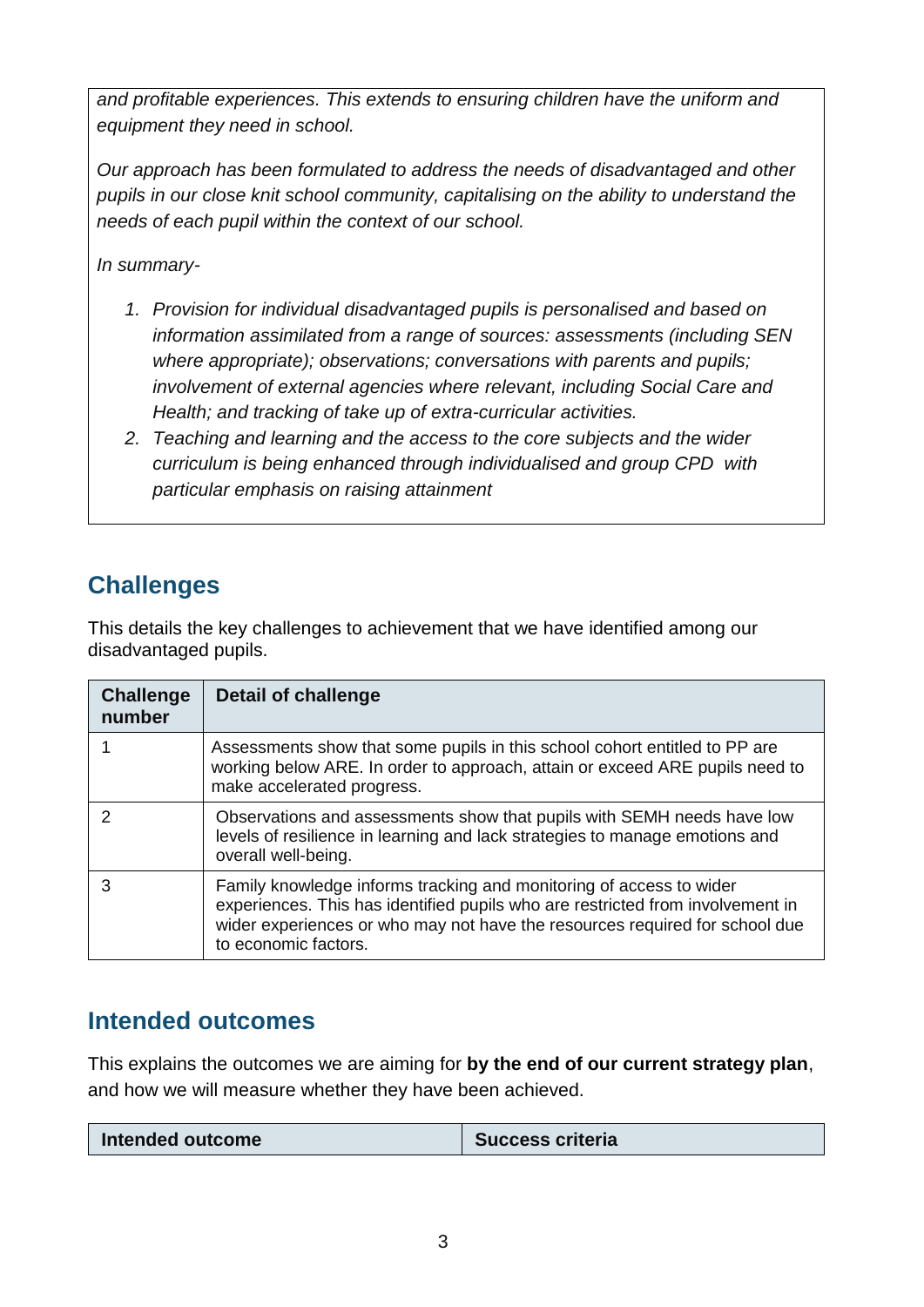*and profitable experiences. This extends to ensuring children have the uniform and equipment they need in school.*

*Our approach has been formulated to address the needs of disadvantaged and other pupils in our close knit school community, capitalising on the ability to understand the needs of each pupil within the context of our school.*

*In summary-*

1. *Provision for individual disadvantaged pupils is personalised and based on information assimilated from a range of sources: assessments (including SEN where appropriate); observations; conversations with parents and pupils; involvement of external agencies where relevant, including Social Care and Health; and tracking of take up of extra-curricular activities.*
2. *Teaching and learning and the access to the core subjects and the wider curriculum is being enhanced through individualised and group CPD with particular emphasis on raising attainment*

## Challenges

This details the key challenges to achievement that we have identified among our disadvantaged pupils.

| Challenge number | Detail of challenge |
|---|---|
| 1 | Assessments show that some pupils in this school cohort entitled to PP are working below ARE. In order to approach, attain or exceed ARE pupils need to make accelerated progress. |
| 2 | Observations and assessments show that pupils with SEMH needs have low levels of resilience in learning and lack strategies to manage emotions and overall well-being. |
| 3 | Family knowledge informs tracking and monitoring of access to wider experiences. This has identified pupils who are restricted from involvement in wider experiences or who may not have the resources required for school due to economic factors. |

## Intended outcomes

This explains the outcomes we are aiming for **by the end of our current strategy plan**, and how we will measure whether they have been achieved.

| Intended outcome | Success criteria |
|---|---|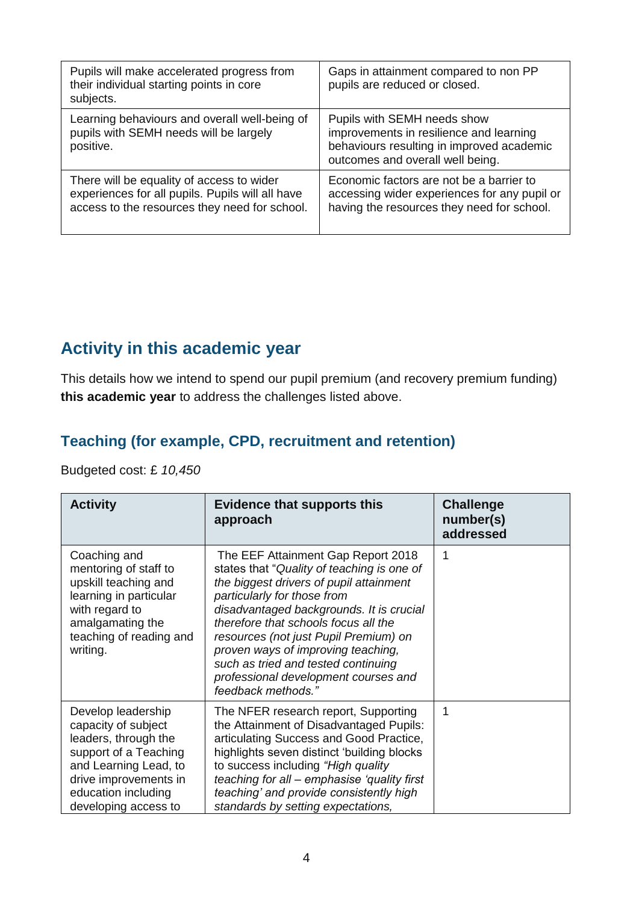| | |
|---|---|
| Pupils will make accelerated progress from their individual starting points in core subjects. | Gaps in attainment compared to non PP pupils are reduced or closed. |
| Learning behaviours and overall well-being of pupils with SEMH needs will be largely positive. | Pupils with SEMH needs show improvements in resilience and learning behaviours resulting in improved academic outcomes and overall well being. |
| There will be equality of access to wider experiences for all pupils. Pupils will all have access to the resources they need for school. | Economic factors are not be a barrier to accessing wider experiences for any pupil or having the resources they need for school. |

## Activity in this academic year

This details how we intend to spend our pupil premium (and recovery premium funding) **this academic year** to address the challenges listed above.

### Teaching (for example, CPD, recruitment and retention)

Budgeted cost: £ *10,450*

| Activity | Evidence that supports this approach | Challenge number(s) addressed |
|---|---|---|
| Coaching and mentoring of staff to upskill teaching and learning in particular with regard to amalgamating the teaching of reading and writing. | The EEF Attainment Gap Report 2018 states that "*Quality of teaching is one of the biggest drivers of pupil attainment particularly for those from disadvantaged backgrounds. It is crucial therefore that schools focus all the resources (not just Pupil Premium) on proven ways of improving teaching, such as tried and tested continuing professional development courses and feedback methods."* | 1 |
| Develop leadership capacity of subject leaders, through the support of a Teaching and Learning Lead, to drive improvements in education including developing access to | The NFER research report, Supporting the Attainment of Disadvantaged Pupils: articulating Success and Good Practice, highlights seven distinct 'building blocks to success including *"High quality teaching for all – emphasise 'quality first teaching' and provide consistently high standards by setting expectations,* | 1 |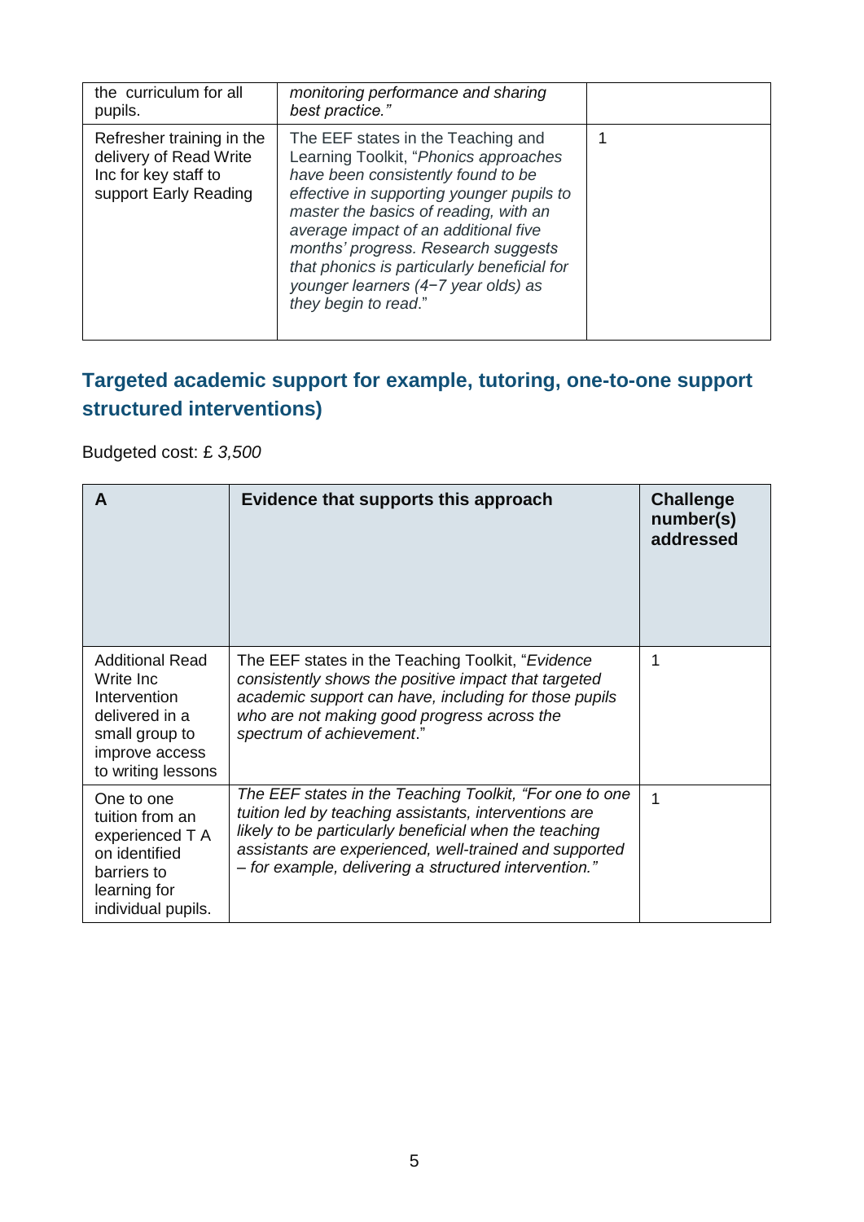| | | |
|---|---|---|
| the curriculum for all pupils. | *monitoring performance and sharing best practice."* | |
| Refresher training in the delivery of Read Write Inc for key staff to support Early Reading | The EEF states in the Teaching and Learning Toolkit, "*Phonics approaches have been consistently found to be effective in supporting younger pupils to master the basics of reading, with an average impact of an additional five months' progress. Research suggests that phonics is particularly beneficial for younger learners (4−7 year olds) as they begin to read*." | 1 |

## Targeted academic support for example, tutoring, one-to-one support structured interventions)

Budgeted cost: £ *3,500*

| A | Evidence that supports this approach | Challenge number(s) addressed |
|---|---|---|
| Additional Read Write Inc Intervention delivered in a small group to improve access to writing lessons | The EEF states in the Teaching Toolkit, "*Evidence consistently shows the positive impact that targeted academic support can have, including for those pupils who are not making good progress across the spectrum of achievement*." | 1 |
| One to one tuition from an experienced T A on identified barriers to learning for individual pupils. | *The EEF states in the Teaching Toolkit, "For one to one tuition led by teaching assistants, interventions are likely to be particularly beneficial when the teaching assistants are experienced, well-trained and supported – for example, delivering a structured intervention."* | 1 |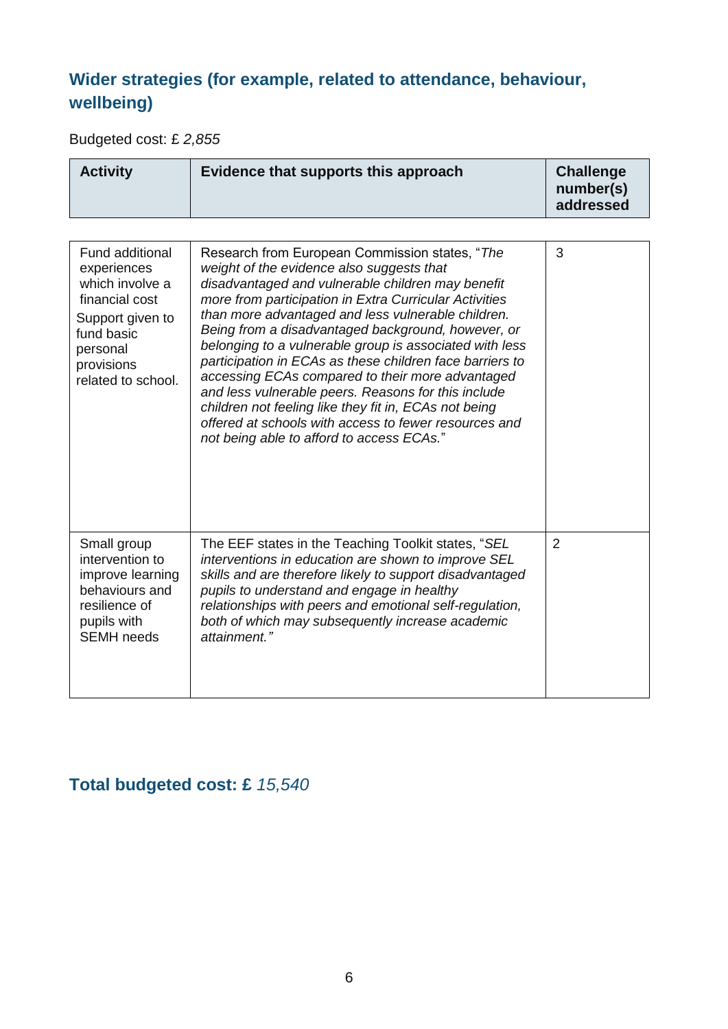## Wider strategies (for example, related to attendance, behaviour, wellbeing)

Budgeted cost: £ *2,855*

| Activity | Evidence that supports this approach | Challenge number(s) addressed |
|---|---|---|
| Fund additional experiences which involve a financial cost<br>Support given to fund basic personal provisions related to school. | Research from European Commission states, "*The weight of the evidence also suggests that disadvantaged and vulnerable children may benefit more from participation in Extra Curricular Activities than more advantaged and less vulnerable children. Being from a disadvantaged background, however, or belonging to a vulnerable group is associated with less participation in ECAs as these children face barriers to accessing ECAs compared to their more advantaged and less vulnerable peers. Reasons for this include children not feeling like they fit in, ECAs not being offered at schools with access to fewer resources and not being able to afford to access ECAs.*" | 3 |
| Small group intervention to improve learning behaviours and resilience of pupils with SEMH needs | The EEF states in the Teaching Toolkit states, "*SEL interventions in education are shown to improve SEL skills and are therefore likely to support disadvantaged pupils to understand and engage in healthy relationships with peers and emotional self-regulation, both of which may subsequently increase academic attainment.*" | 2 |

## Total budgeted cost: £ *15,540*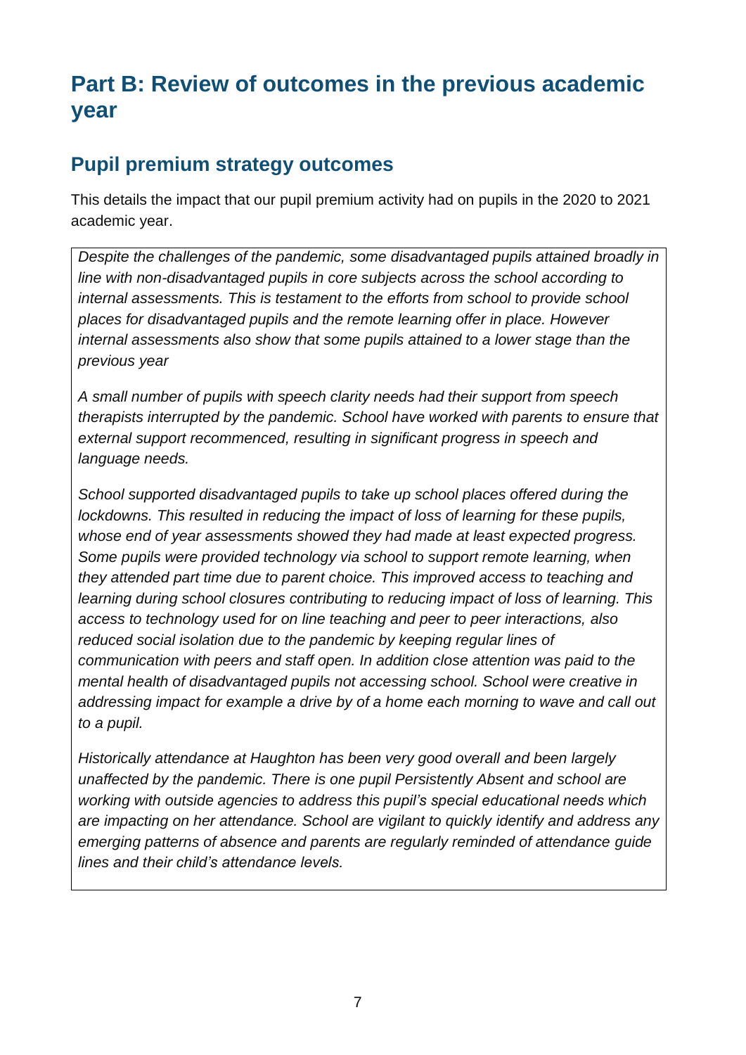# Part B: Review of outcomes in the previous academic year

## Pupil premium strategy outcomes

This details the impact that our pupil premium activity had on pupils in the 2020 to 2021 academic year.

*Despite the challenges of the pandemic, some disadvantaged pupils attained broadly in line with non-disadvantaged pupils in core subjects across the school according to internal assessments. This is testament to the efforts from school to provide school places for disadvantaged pupils and the remote learning offer in place. However internal assessments also show that some pupils attained to a lower stage than the previous year*

*A small number of pupils with speech clarity needs had their support from speech therapists interrupted by the pandemic. School have worked with parents to ensure that external support recommenced, resulting in significant progress in speech and language needs.*

*School supported disadvantaged pupils to take up school places offered during the lockdowns. This resulted in reducing the impact of loss of learning for these pupils, whose end of year assessments showed they had made at least expected progress. Some pupils were provided technology via school to support remote learning, when they attended part time due to parent choice. This improved access to teaching and learning during school closures contributing to reducing impact of loss of learning. This access to technology used for on line teaching and peer to peer interactions, also reduced social isolation due to the pandemic by keeping regular lines of communication with peers and staff open. In addition close attention was paid to the mental health of disadvantaged pupils not accessing school. School were creative in addressing impact for example a drive by of a home each morning to wave and call out to a pupil.*

*Historically attendance at Haughton has been very good overall and been largely unaffected by the pandemic. There is one pupil Persistently Absent and school are working with outside agencies to address this pupil's special educational needs which are impacting on her attendance. School are vigilant to quickly identify and address any emerging patterns of absence and parents are regularly reminded of attendance guide lines and their child's attendance levels.*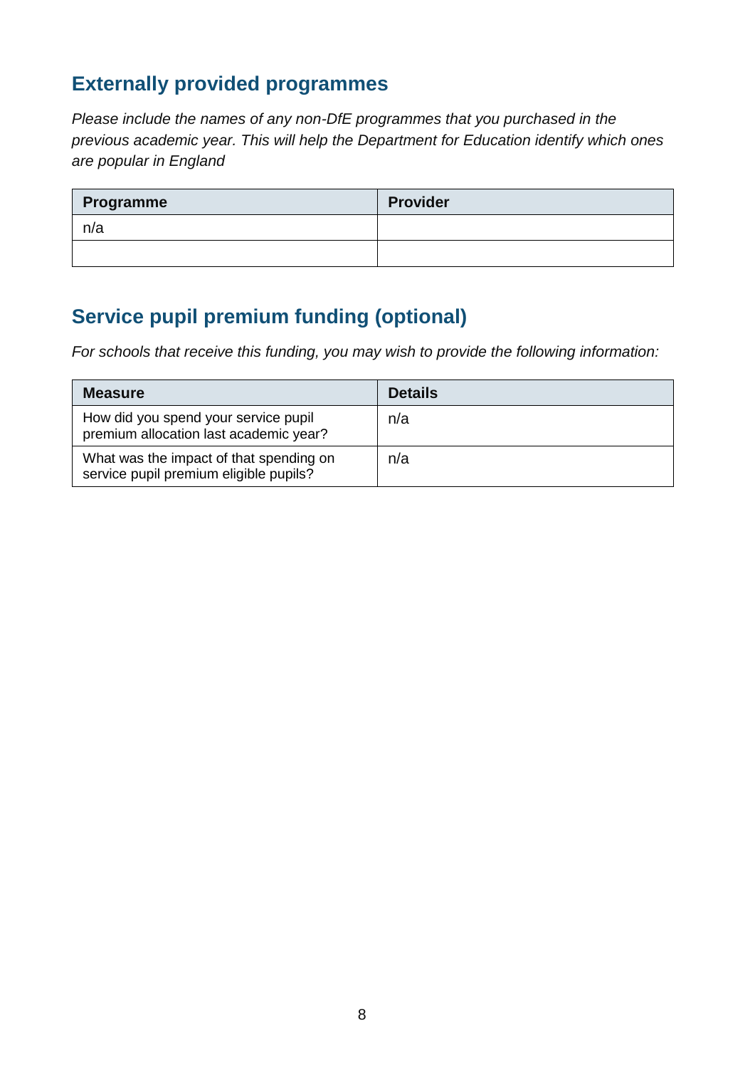## Externally provided programmes

*Please include the names of any non-DfE programmes that you purchased in the previous academic year. This will help the Department for Education identify which ones are popular in England*

| Programme | Provider |
|---|---|
| n/a | |
| | |

## Service pupil premium funding (optional)

*For schools that receive this funding, you may wish to provide the following information:*

| Measure | Details |
|---|---|
| How did you spend your service pupil premium allocation last academic year? | n/a |
| What was the impact of that spending on service pupil premium eligible pupils? | n/a |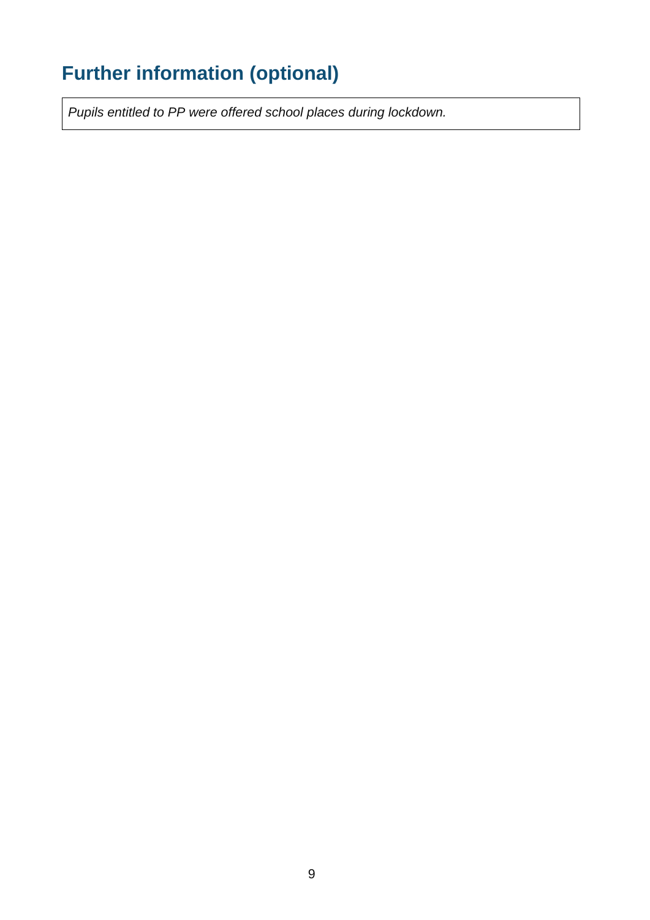## Further information (optional)

*Pupils entitled to PP were offered school places during lockdown.*